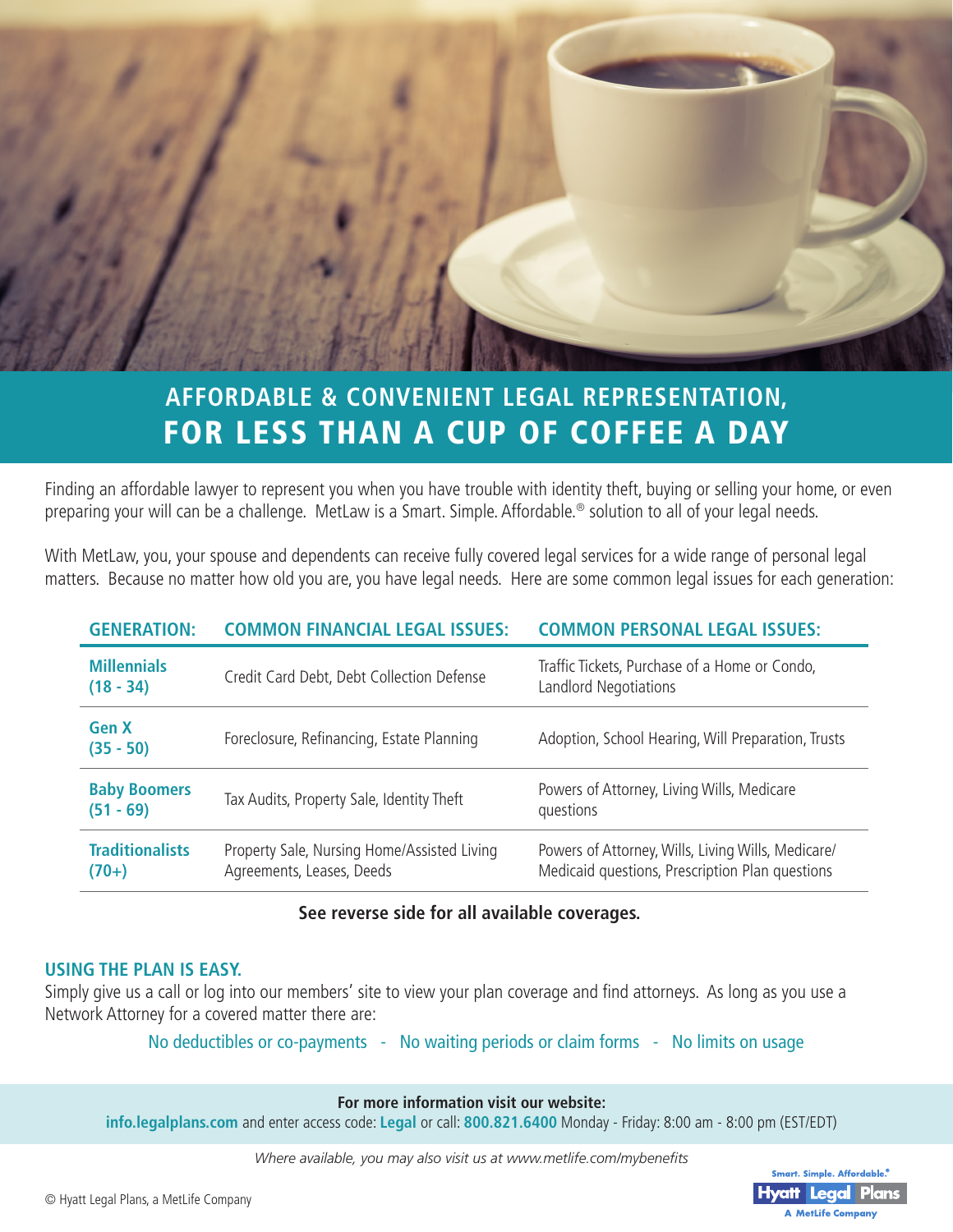# AFFORDABLE & CONVENIENT LEGAL REPRESENTATION, FOR LESS THAN A CUP OF COFFEE A DAY

Finding an affordable lawyer to represent you when you have trouble with identity theft, buying or selling your home, or even preparing your will can be a challenge. MetLaw is a Smart. Simple. Affordable.® solution to all of your legal needs.

With MetLaw, you, your spouse and dependents can receive fully covered legal services for a wide range of personal legal matters. Because no matter how old you are, you have legal needs. Here are some common legal issues for each generation:

| GENERATION: | COMMON FINANCIAL LEGAL ISSUES: | COMMON PERSONAL LEGAL ISSUES: |
|---|---|---|
| **Millennials (18 - 34)** | Credit Card Debt, Debt Collection Defense | Traffic Tickets, Purchase of a Home or Condo, Landlord Negotiations |
| **Gen X (35 - 50)** | Foreclosure, Refinancing, Estate Planning | Adoption, School Hearing, Will Preparation, Trusts |
| **Baby Boomers (51 - 69)** | Tax Audits, Property Sale, Identity Theft | Powers of Attorney, Living Wills, Medicare questions |
| **Traditionalists (70+)** | Property Sale, Nursing Home/Assisted Living Agreements, Leases, Deeds | Powers of Attorney, Wills, Living Wills, Medicare/ Medicaid questions, Prescription Plan questions |

**See reverse side for all available coverages.**

## USING THE PLAN IS EASY.

Simply give us a call or log into our members' site to view your plan coverage and find attorneys. As long as you use a Network Attorney for a covered matter there are:

No deductibles or co-payments - No waiting periods or claim forms - No limits on usage

**For more information visit our website:**

**info.legalplans.com** and enter access code: **Legal** or call: **800.821.6400** Monday - Friday: 8:00 am - 8:00 pm (EST/EDT)

*Where available, you may also visit us at www.metlife.com/mybenefits*

© Hyatt Legal Plans, a MetLife Company

Smart. Simple. Affordable.® Hyatt Legal Plans A MetLife Company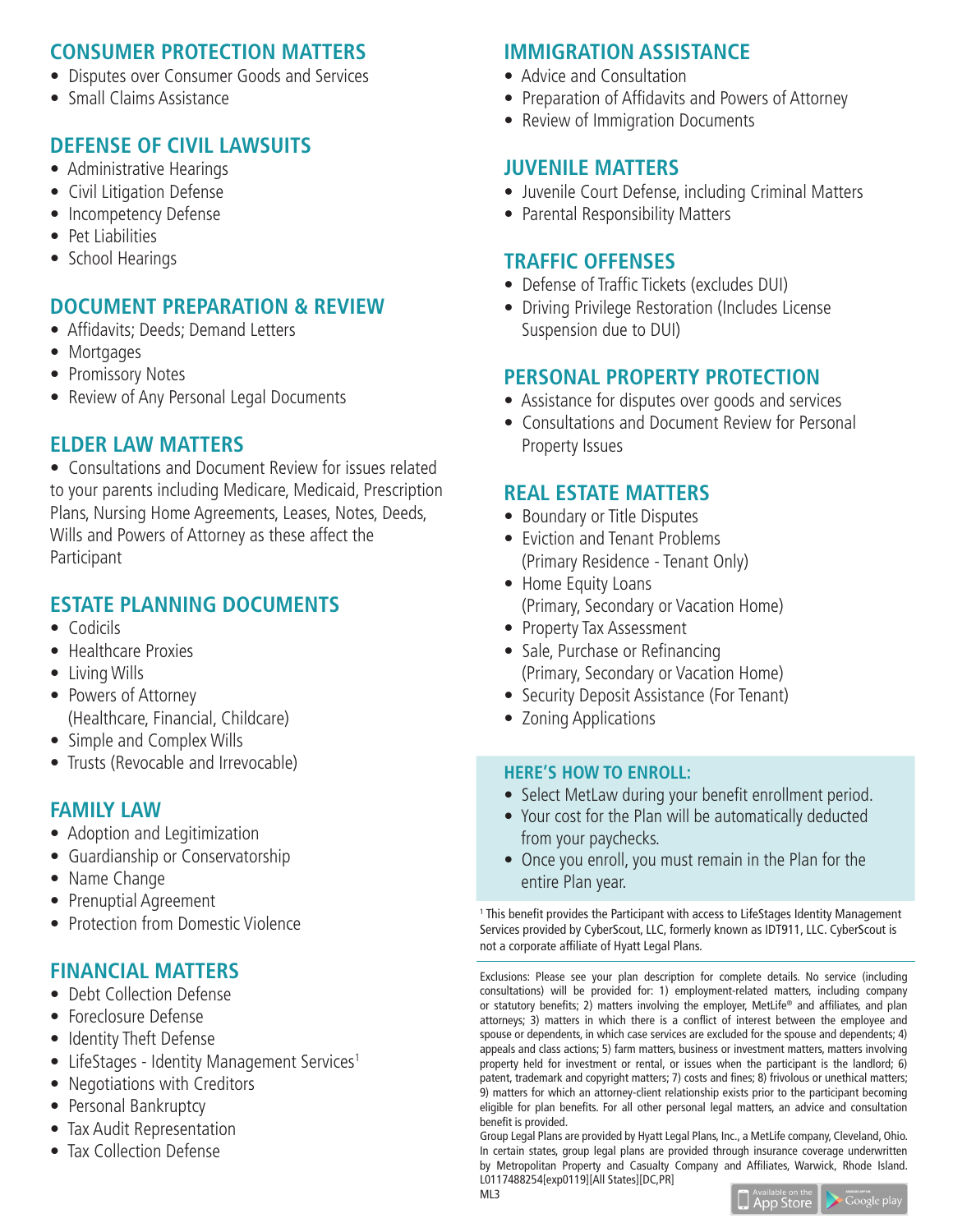## CONSUMER PROTECTION MATTERS

- Disputes over Consumer Goods and Services
- Small Claims Assistance

## DEFENSE OF CIVIL LAWSUITS

- Administrative Hearings
- Civil Litigation Defense
- Incompetency Defense
- Pet Liabilities
- School Hearings

## DOCUMENT PREPARATION & REVIEW

- Affidavits; Deeds; Demand Letters
- Mortgages
- Promissory Notes
- Review of Any Personal Legal Documents

## ELDER LAW MATTERS

- Consultations and Document Review for issues related to your parents including Medicare, Medicaid, Prescription Plans, Nursing Home Agreements, Leases, Notes, Deeds, Wills and Powers of Attorney as these affect the Participant

## ESTATE PLANNING DOCUMENTS

- Codicils
- Healthcare Proxies
- Living Wills
- Powers of Attorney (Healthcare, Financial, Childcare)
- Simple and Complex Wills
- Trusts (Revocable and Irrevocable)

## FAMILY LAW

- Adoption and Legitimization
- Guardianship or Conservatorship
- Name Change
- Prenuptial Agreement
- Protection from Domestic Violence

## FINANCIAL MATTERS

- Debt Collection Defense
- Foreclosure Defense
- Identity Theft Defense
- LifeStages - Identity Management Services[1]
- Negotiations with Creditors
- Personal Bankruptcy
- Tax Audit Representation
- Tax Collection Defense

## IMMIGRATION ASSISTANCE

- Advice and Consultation
- Preparation of Affidavits and Powers of Attorney
- Review of Immigration Documents

## JUVENILE MATTERS

- Juvenile Court Defense, including Criminal Matters
- Parental Responsibility Matters

## TRAFFIC OFFENSES

- Defense of Traffic Tickets (excludes DUI)
- Driving Privilege Restoration (Includes License Suspension due to DUI)

## PERSONAL PROPERTY PROTECTION

- Assistance for disputes over goods and services
- Consultations and Document Review for Personal Property Issues

## REAL ESTATE MATTERS

- Boundary or Title Disputes
- Eviction and Tenant Problems (Primary Residence - Tenant Only)
- Home Equity Loans (Primary, Secondary or Vacation Home)
- Property Tax Assessment
- Sale, Purchase or Refinancing (Primary, Secondary or Vacation Home)
- Security Deposit Assistance (For Tenant)
- Zoning Applications

### HERE'S HOW TO ENROLL:

- Select MetLaw during your benefit enrollment period.
- Your cost for the Plan will be automatically deducted from your paychecks.
- Once you enroll, you must remain in the Plan for the entire Plan year.

[1] This benefit provides the Participant with access to LifeStages Identity Management Services provided by CyberScout, LLC, formerly known as IDT911, LLC. CyberScout is not a corporate affiliate of Hyatt Legal Plans.

Exclusions: Please see your plan description for complete details. No service (including consultations) will be provided for: 1) employment-related matters, including company or statutory benefits; 2) matters involving the employer, MetLife® and affiliates, and plan attorneys; 3) matters in which there is a conflict of interest between the employee and spouse or dependents, in which case services are excluded for the spouse and dependents; 4) appeals and class actions; 5) farm matters, business or investment matters, matters involving property held for investment or rental, or issues when the participant is the landlord; 6) patent, trademark and copyright matters; 7) costs and fines; 8) frivolous or unethical matters; 9) matters for which an attorney-client relationship exists prior to the participant becoming eligible for plan benefits. For all other personal legal matters, an advice and consultation benefit is provided.

Group Legal Plans are provided by Hyatt Legal Plans, Inc., a MetLife company, Cleveland, Ohio. In certain states, group legal plans are provided through insurance coverage underwritten by Metropolitan Property and Casualty Company and Affiliates, Warwick, Rhode Island.
L0117488254[exp0119][All States][DC,PR]
ML3